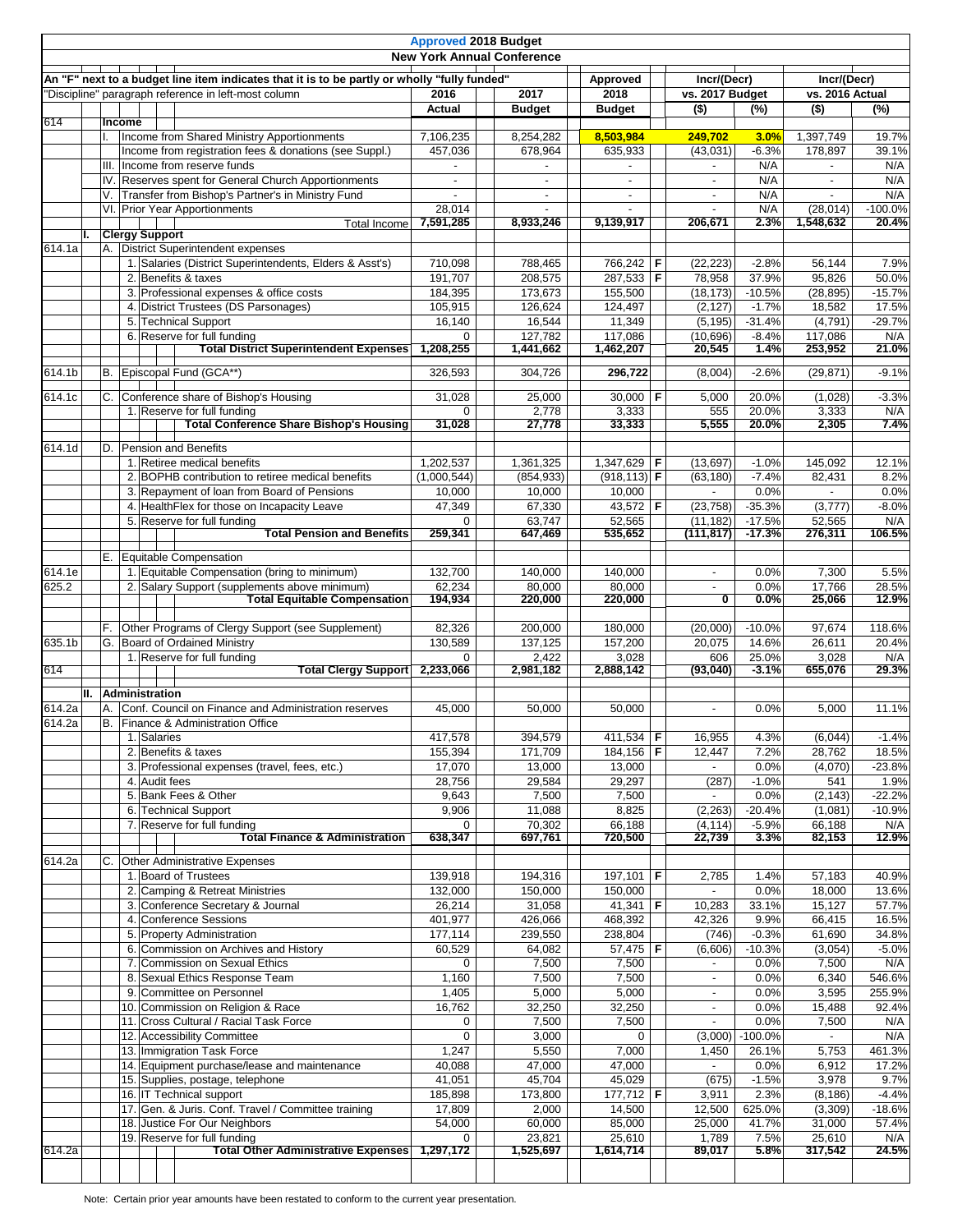# Approved 2018 Budget

## New York Annual Conference

| An "F" next to a budget line item indicates that it is to be partly or wholly "fully funded" | | | | 2016 | 2017 | 2018 | | Incr/(Decr) vs. 2017 Budget | | Incr/(Decr) vs. 2016 Actual | |
|---|---|---|---|---|---|---|---|---|---|---|---|
| "Discipline" paragraph reference in left-most column | | | | Actual | Budget | Approved Budget | | ($) | (%) | ($) | (%) |
| 614 | | **Income** | | | | | | | | | |
| | | I. | Income from Shared Ministry Apportionments | 7,106,235 | 8,254,282 | 8,503,984 | | 249,702 | 3.0% | 1,397,749 | 19.7% |
| | | | Income from registration fees & donations (see Suppl.) | 457,036 | 678,964 | 635,933 | | (43,031) | -6.3% | 178,897 | 39.1% |
| | | III. | Income from reserve funds | - | - | - | | - | N/A | - | N/A |
| | | IV. | Reserves spent for General Church Apportionments | - | - | - | | - | N/A | - | N/A |
| | | V. | Transfer from Bishop's Partner in Ministry Fund | - | - | - | | - | N/A | - | N/A |
| | | VI. | Prior Year Apportionments | 28,014 | - | - | | - | N/A | (28,014) | -100.0% |
| | | | **Total Income** | **7,591,285** | **8,933,246** | **9,139,917** | | **206,671** | **2.3%** | **1,548,632** | **20.4%** |
| | I. | **Clergy Support** | | | | | | | | | |
| 614.1a | | A. | District Superintendent expenses | | | | | | | | |
| | | | 1. Salaries (District Superintendents, Elders & Asst's) | 710,098 | 788,465 | 766,242 | F | (22,223) | -2.8% | 56,144 | 7.9% |
| | | | 2. Benefits & taxes | 191,707 | 208,575 | 287,533 | F | 78,958 | 37.9% | 95,826 | 50.0% |
| | | | 3. Professional expenses & office costs | 184,395 | 173,673 | 155,500 | | (18,173) | -10.5% | (28,895) | -15.7% |
| | | | 4. District Trustees (DS Parsonages) | 105,915 | 126,624 | 124,497 | | (2,127) | -1.7% | 18,582 | 17.5% |
| | | | 5. Technical Support | 16,140 | 16,544 | 11,349 | | (5,195) | -31.4% | (4,791) | -29.7% |
| | | | 6. Reserve for full funding | 0 | 127,782 | 117,086 | | (10,696) | -8.4% | 117,086 | N/A |
| | | | **Total District Superintendent Expenses** | **1,208,255** | **1,441,662** | **1,462,207** | | **20,545** | **1.4%** | **253,952** | **21.0%** |
| 614.1b | | B. | Episcopal Fund (GCA**) | 326,593 | 304,726 | 296,722 | | (8,004) | -2.6% | (29,871) | -9.1% |
| 614.1c | | C. | Conference share of Bishop's Housing | 31,028 | 25,000 | 30,000 | F | 5,000 | 20.0% | (1,028) | -3.3% |
| | | | 1. Reserve for full funding | 0 | 2,778 | 3,333 | | 555 | 20.0% | 3,333 | N/A |
| | | | **Total Conference Share Bishop's Housing** | **31,028** | **27,778** | **33,333** | | **5,555** | **20.0%** | **2,305** | **7.4%** |
| 614.1d | | D. | Pension and Benefits | | | | | | | | |
| | | | 1. Retiree medical benefits | 1,202,537 | 1,361,325 | 1,347,629 | F | (13,697) | -1.0% | 145,092 | 12.1% |
| | | | 2. BOPHB contribution to retiree medical benefits | (1,000,544) | (854,933) | (918,113) | F | (63,180) | -7.4% | 82,431 | 8.2% |
| | | | 3. Repayment of loan from Board of Pensions | 10,000 | 10,000 | 10,000 | | - | 0.0% | - | 0.0% |
| | | | 4. HealthFlex for those on Incapacity Leave | 47,349 | 67,330 | 43,572 | F | (23,758) | -35.3% | (3,777) | -8.0% |
| | | | 5. Reserve for full funding | 0 | 63,747 | 52,565 | | (11,182) | -17.5% | 52,565 | N/A |
| | | | **Total Pension and Benefits** | **259,341** | **647,469** | **535,652** | | **(111,817)** | **-17.3%** | **276,311** | **106.5%** |
| | | E. | Equitable Compensation | | | | | | | | |
| 614.1e | | | 1. Equitable Compensation (bring to minimum) | 132,700 | 140,000 | 140,000 | | - | 0.0% | 7,300 | 5.5% |
| 625.2 | | | 2. Salary Support (supplements above minimum) | 62,234 | 80,000 | 80,000 | | - | 0.0% | 17,766 | 28.5% |
| | | | **Total Equitable Compensation** | **194,934** | **220,000** | **220,000** | | **0** | **0.0%** | **25,066** | **12.9%** |
| | | F. | Other Programs of Clergy Support (see Supplement) | 82,326 | 200,000 | 180,000 | | (20,000) | -10.0% | 97,674 | 118.6% |
| 635.1b | | G. | Board of Ordained Ministry | 130,589 | 137,125 | 157,200 | | 20,075 | 14.6% | 26,611 | 20.4% |
| | | | 1. Reserve for full funding | 0 | 2,422 | 3,028 | | 606 | 25.0% | 3,028 | N/A |
| 614 | | | **Total Clergy Support** | **2,233,066** | **2,981,182** | **2,888,142** | | **(93,040)** | **-3.1%** | **655,076** | **29.3%** |
| | II. | **Administration** | | | | | | | | | |
| 614.2a | | A. | Conf. Council on Finance and Administration reserves | 45,000 | 50,000 | 50,000 | | - | 0.0% | 5,000 | 11.1% |
| 614.2a | | B. | Finance & Administration Office | | | | | | | | |
| | | | 1. Salaries | 417,578 | 394,579 | 411,534 | F | 16,955 | 4.3% | (6,044) | -1.4% |
| | | | 2. Benefits & taxes | 155,394 | 171,709 | 184,156 | F | 12,447 | 7.2% | 28,762 | 18.5% |
| | | | 3. Professional expenses (travel, fees, etc.) | 17,070 | 13,000 | 13,000 | | - | 0.0% | (4,070) | -23.8% |
| | | | 4. Audit fees | 28,756 | 29,584 | 29,297 | | (287) | -1.0% | 541 | 1.9% |
| | | | 5. Bank Fees & Other | 9,643 | 7,500 | 7,500 | | - | 0.0% | (2,143) | -22.2% |
| | | | 6. Technical Support | 9,906 | 11,088 | 8,825 | | (2,263) | -20.4% | (1,081) | -10.9% |
| | | | 7. Reserve for full funding | 0 | 70,302 | 66,188 | | (4,114) | -5.9% | 66,188 | N/A |
| | | | **Total Finance & Administration** | **638,347** | **697,761** | **720,500** | | **22,739** | **3.3%** | **82,153** | **12.9%** |
| 614.2a | | C. | Other Administrative Expenses | | | | | | | | |
| | | | 1. Board of Trustees | 139,918 | 194,316 | 197,101 | F | 2,785 | 1.4% | 57,183 | 40.9% |
| | | | 2. Camping & Retreat Ministries | 132,000 | 150,000 | 150,000 | | - | 0.0% | 18,000 | 13.6% |
| | | | 3. Conference Secretary & Journal | 26,214 | 31,058 | 41,341 | F | 10,283 | 33.1% | 15,127 | 57.7% |
| | | | 4. Conference Sessions | 401,977 | 426,066 | 468,392 | | 42,326 | 9.9% | 66,415 | 16.5% |
| | | | 5. Property Administration | 177,114 | 239,550 | 238,804 | | (746) | -0.3% | 61,690 | 34.8% |
| | | | 6. Commission on Archives and History | 60,529 | 64,082 | 57,475 | F | (6,606) | -10.3% | (3,054) | -5.0% |
| | | | 7. Commission on Sexual Ethics | 0 | 7,500 | 7,500 | | - | 0.0% | 7,500 | N/A |
| | | | 8. Sexual Ethics Response Team | 1,160 | 7,500 | 7,500 | | - | 0.0% | 6,340 | 546.6% |
| | | | 9. Committee on Personnel | 1,405 | 5,000 | 5,000 | | - | 0.0% | 3,595 | 255.9% |
| | | | 10. Commission on Religion & Race | 16,762 | 32,250 | 32,250 | | - | 0.0% | 15,488 | 92.4% |
| | | | 11. Cross Cultural / Racial Task Force | 0 | 7,500 | 7,500 | | - | 0.0% | 7,500 | N/A |
| | | | 12. Accessibility Committee | 0 | 3,000 | 0 | | (3,000) | -100.0% | - | N/A |
| | | | 13. Immigration Task Force | 1,247 | 5,550 | 7,000 | | 1,450 | 26.1% | 5,753 | 461.3% |
| | | | 14. Equipment purchase/lease and maintenance | 40,088 | 47,000 | 47,000 | | - | 0.0% | 6,912 | 17.2% |
| | | | 15. Supplies, postage, telephone | 41,051 | 45,704 | 45,029 | | (675) | -1.5% | 3,978 | 9.7% |
| | | | 16. IT Technical support | 185,898 | 173,800 | 177,712 | F | 3,911 | 2.3% | (8,186) | -4.4% |
| | | | 17. Gen. & Juris. Conf. Travel / Committee training | 17,809 | 2,000 | 14,500 | | 12,500 | 625.0% | (3,309) | -18.6% |
| | | | 18. Justice For Our Neighbors | 54,000 | 60,000 | 85,000 | | 25,000 | 41.7% | 31,000 | 57.4% |
| | | | 19. Reserve for full funding | 0 | 23,821 | 25,610 | | 1,789 | 7.5% | 25,610 | N/A |
| 614.2a | | | **Total Other Administrative Expenses** | **1,297,172** | **1,525,697** | **1,614,714** | | **89,017** | **5.8%** | **317,542** | **24.5%** |

Note: Certain prior year amounts have been restated to conform to the current year presentation.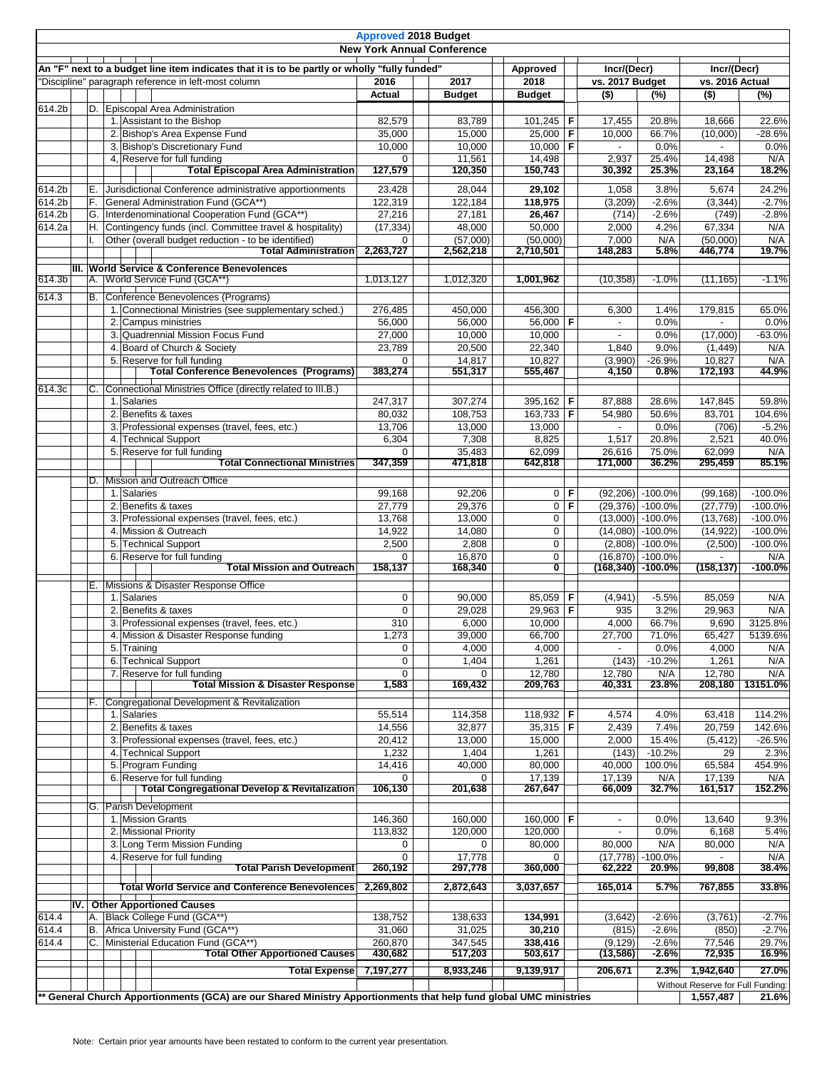# Approved 2018 Budget

## New York Annual Conference

| An "F" next to a budget line item indicates that it is to be partly or wholly "fully funded" | | | | | | | | | |
|---|---|---|---|---|---|---|---|---|---|
| "Discipline" paragraph reference in left-most column | | 2016 Actual | 2017 Budget | Approved 2018 Budget | | Incr/(Decr) vs. 2017 Budget ($) | Incr/(Decr) vs. 2017 Budget (%) | Incr/(Decr) vs. 2016 Actual ($) | Incr/(Decr) vs. 2016 Actual (%) |
| 614.2b | D. Episcopal Area Administration | | | | | | | | |
| | 1. Assistant to the Bishop | 82,579 | 83,789 | 101,245 | F | 17,455 | 20.8% | 18,666 | 22.6% |
| | 2. Bishop's Area Expense Fund | 35,000 | 15,000 | 25,000 | F | 10,000 | 66.7% | (10,000) | -28.6% |
| | 3. Bishop's Discretionary Fund | 10,000 | 10,000 | 10,000 | F | - | 0.0% | - | 0.0% |
| | 4. Reserve for full funding | 0 | 11,561 | 14,498 | | 2,937 | 25.4% | 14,498 | N/A |
| | **Total Episcopal Area Administration** | **127,579** | **120,350** | **150,743** | | **30,392** | **25.3%** | **23,164** | **18.2%** |
| 614.2b | E. Jurisdictional Conference administrative apportionments | 23,428 | 28,044 | **29,102** | | 1,058 | 3.8% | 5,674 | 24.2% |
| 614.2b | F. General Administration Fund (GCA**) | 122,319 | 122,184 | **118,975** | | (3,209) | -2.6% | (3,344) | -2.7% |
| 614.2b | G. Interdenominational Cooperation Fund (GCA**) | 27,216 | 27,181 | **26,467** | | (714) | -2.6% | (749) | -2.8% |
| 614.2a | H. Contingency funds (incl. Committee travel & hospitality) | (17,334) | 48,000 | 50,000 | | 2,000 | 4.2% | 67,334 | N/A |
| | I. Other (overall budget reduction - to be identified) | 0 | (57,000) | (50,000) | | 7,000 | N/A | (50,000) | N/A |
| | **Total Administration** | **2,263,727** | **2,562,218** | **2,710,501** | | **148,283** | **5.8%** | **446,774** | **19.7%** |
| | **III. World Service & Conference Benevolences** | | | | | | | | |
| 614.3b | A. World Service Fund (GCA**) | 1,013,127 | 1,012,320 | **1,001,962** | | (10,358) | -1.0% | (11,165) | -1.1% |
| 614.3 | B. Conference Benevolences (Programs) | | | | | | | | |
| | 1. Connectional Ministries (see supplementary sched.) | 276,485 | 450,000 | 456,300 | | 6,300 | 1.4% | 179,815 | 65.0% |
| | 2. Campus ministries | 56,000 | 56,000 | 56,000 | F | - | 0.0% | - | 0.0% |
| | 3. Quadrennial Mission Focus Fund | 27,000 | 10,000 | 10,000 | | - | 0.0% | (17,000) | -63.0% |
| | 4. Board of Church & Society | 23,789 | 20,500 | 22,340 | | 1,840 | 9.0% | (1,449) | N/A |
| | 5. Reserve for full funding | 0 | 14,817 | 10,827 | | (3,990) | -26.9% | 10,827 | N/A |
| | **Total Conference Benevolences (Programs)** | **383,274** | **551,317** | **555,467** | | **4,150** | **0.8%** | **172,193** | **44.9%** |
| 614.3c | C. Connectional Ministries Office (directly related to III.B.) | | | | | | | | |
| | 1. Salaries | 247,317 | 307,274 | 395,162 | F | 87,888 | 28.6% | 147,845 | 59.8% |
| | 2. Benefits & taxes | 80,032 | 108,753 | 163,733 | F | 54,980 | 50.6% | 83,701 | 104.6% |
| | 3. Professional expenses (travel, fees, etc.) | 13,706 | 13,000 | 13,000 | | - | 0.0% | (706) | -5.2% |
| | 4. Technical Support | 6,304 | 7,308 | 8,825 | | 1,517 | 20.8% | 2,521 | 40.0% |
| | 5. Reserve for full funding | 0 | 35,483 | 62,099 | | 26,616 | 75.0% | 62,099 | N/A |
| | **Total Connectional Ministries** | **347,359** | **471,818** | **642,818** | | **171,000** | **36.2%** | **295,459** | **85.1%** |
| | D. Mission and Outreach Office | | | | | | | | |
| | 1. Salaries | 99,168 | 92,206 | 0 | F | (92,206) | -100.0% | (99,168) | -100.0% |
| | 2. Benefits & taxes | 27,779 | 29,376 | 0 | F | (29,376) | -100.0% | (27,779) | -100.0% |
| | 3. Professional expenses (travel, fees, etc.) | 13,768 | 13,000 | 0 | | (13,000) | -100.0% | (13,768) | -100.0% |
| | 4. Mission & Outreach | 14,922 | 14,080 | 0 | | (14,080) | -100.0% | (14,922) | -100.0% |
| | 5. Technical Support | 2,500 | 2,808 | 0 | | (2,808) | -100.0% | (2,500) | -100.0% |
| | 6. Reserve for full funding | 0 | 16,870 | 0 | | (16,870) | -100.0% | - | N/A |
| | **Total Mission and Outreach** | **158,137** | **168,340** | **0** | | **(168,340)** | **-100.0%** | **(158,137)** | **-100.0%** |
| | E. Missions & Disaster Response Office | | | | | | | | |
| | 1. Salaries | 0 | 90,000 | 85,059 | F | (4,941) | -5.5% | 85,059 | N/A |
| | 2. Benefits & taxes | 0 | 29,028 | 29,963 | F | 935 | 3.2% | 29,963 | N/A |
| | 3. Professional expenses (travel, fees, etc.) | 310 | 6,000 | 10,000 | | 4,000 | 66.7% | 9,690 | 3125.8% |
| | 4. Mission & Disaster Response funding | 1,273 | 39,000 | 66,700 | | 27,700 | 71.0% | 65,427 | 5139.6% |
| | 5. Training | 0 | 4,000 | 4,000 | | - | 0.0% | 4,000 | N/A |
| | 6. Technical Support | 0 | 1,404 | 1,261 | | (143) | -10.2% | 1,261 | N/A |
| | 7. Reserve for full funding | 0 | 0 | 12,780 | | 12,780 | N/A | 12,780 | N/A |
| | **Total Mission & Disaster Response** | **1,583** | **169,432** | **209,763** | | **40,331** | **23.8%** | **208,180** | **13151.0%** |
| | F. Congregational Development & Revitalization | | | | | | | | |
| | 1. Salaries | 55,514 | 114,358 | 118,932 | F | 4,574 | 4.0% | 63,418 | 114.2% |
| | 2. Benefits & taxes | 14,556 | 32,877 | 35,315 | F | 2,439 | 7.4% | 20,759 | 142.6% |
| | 3. Professional expenses (travel, fees, etc.) | 20,412 | 13,000 | 15,000 | | 2,000 | 15.4% | (5,412) | -26.5% |
| | 4. Technical Support | 1,232 | 1,404 | 1,261 | | (143) | -10.2% | 29 | 2.3% |
| | 5. Program Funding | 14,416 | 40,000 | 80,000 | | 40,000 | 100.0% | 65,584 | 454.9% |
| | 6. Reserve for full funding | 0 | 0 | 17,139 | | 17,139 | N/A | 17,139 | N/A |
| | **Total Congregational Develop & Revitalization** | **106,130** | **201,638** | **267,647** | | **66,009** | **32.7%** | **161,517** | **152.2%** |
| | G. Parish Development | | | | | | | | |
| | 1. Mission Grants | 146,360 | 160,000 | 160,000 | F | - | 0.0% | 13,640 | 9.3% |
| | 2. Missional Priority | 113,832 | 120,000 | 120,000 | | - | 0.0% | 6,168 | 5.4% |
| | 3. Long Term Mission Funding | 0 | 0 | 80,000 | | 80,000 | N/A | 80,000 | N/A |
| | 4. Reserve for full funding | 0 | 17,778 | 0 | | (17,778) | -100.0% | - | N/A |
| | **Total Parish Development** | **260,192** | **297,778** | **360,000** | | **62,222** | **20.9%** | **99,808** | **38.4%** |
| | **Total World Service and Conference Benevolences** | **2,269,802** | **2,872,643** | **3,037,657** | | **165,014** | **5.7%** | **767,855** | **33.8%** |
| | **IV. Other Apportioned Causes** | | | | | | | | |
| 614.4 | A. Black College Fund (GCA**) | 138,752 | 138,633 | **134,991** | | (3,642) | -2.6% | (3,761) | -2.7% |
| 614.4 | B. Africa University Fund (GCA**) | 31,060 | 31,025 | **30,210** | | (815) | -2.6% | (850) | -2.7% |
| 614.4 | C. Ministerial Education Fund (GCA**) | 260,870 | 347,545 | **338,416** | | (9,129) | -2.6% | 77,546 | 29.7% |
| | **Total Other Apportioned Causes** | **430,682** | **517,203** | **503,617** | | **(13,586)** | **-2.6%** | **72,935** | **16.9%** |
| | **Total Expense** | **7,197,277** | **8,933,246** | **9,139,917** | | **206,671** | **2.3%** | **1,942,640** | **27.0%** |
| | | | | | | | Without Reserve for Full Funding: | **1,557,487** | **21.6%** |

**** General Church Apportionments (GCA) are our Shared Ministry Apportionments that help fund global UMC ministries**

Note: Certain prior year amounts have been restated to conform to the current year presentation.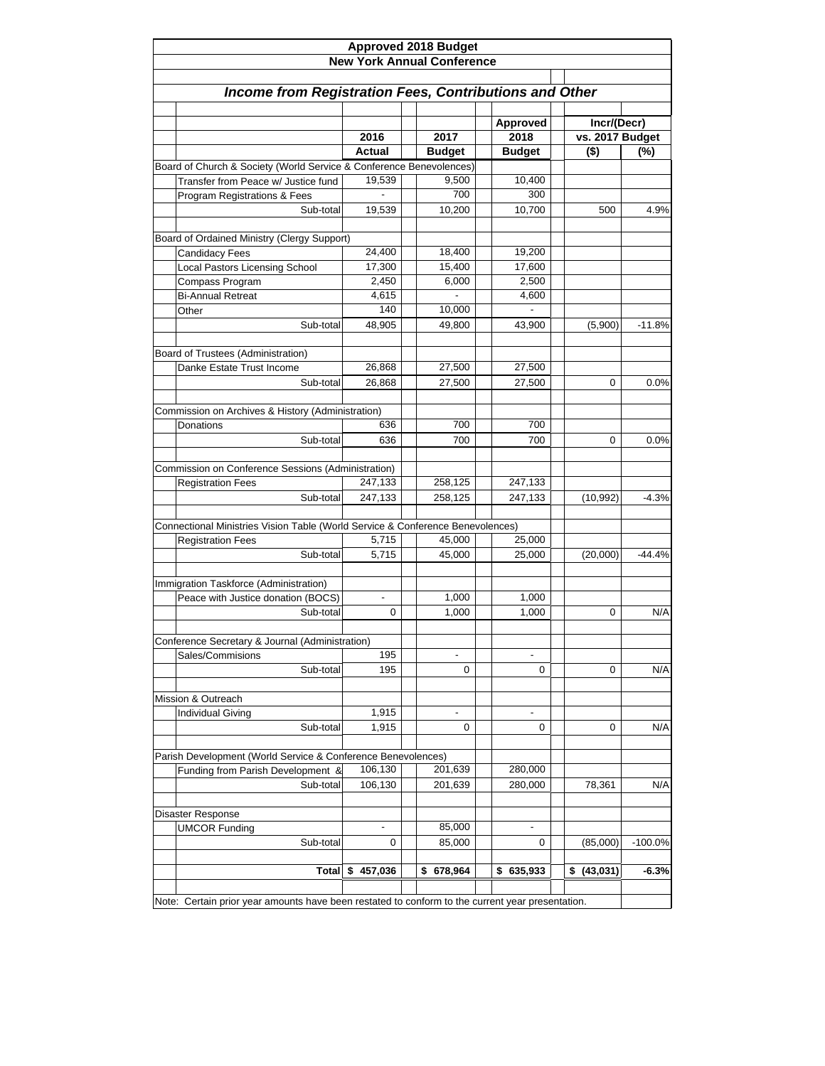# Approved 2018 Budget

## New York Annual Conference

### *Income from Registration Fees, Contributions and Other*

| | 2016 Actual | 2017 Budget | Approved 2018 Budget | Incr/(Decr) vs. 2017 Budget ($) | (%) |
|---|---|---|---|---|---|
| **Board of Church & Society (World Service & Conference Benevolences)** | | | | | |
| Transfer from Peace w/ Justice fund | 19,539 | 9,500 | 10,400 | | |
| Program Registrations & Fees | - | 700 | 300 | | |
| Sub-total | 19,539 | 10,200 | 10,700 | 500 | 4.9% |
| **Board of Ordained Ministry (Clergy Support)** | | | | | |
| Candidacy Fees | 24,400 | 18,400 | 19,200 | | |
| Local Pastors Licensing School | 17,300 | 15,400 | 17,600 | | |
| Compass Program | 2,450 | 6,000 | 2,500 | | |
| Bi-Annual Retreat | 4,615 | - | 4,600 | | |
| Other | 140 | 10,000 | - | | |
| Sub-total | 48,905 | 49,800 | 43,900 | (5,900) | -11.8% |
| **Board of Trustees (Administration)** | | | | | |
| Danke Estate Trust Income | 26,868 | 27,500 | 27,500 | | |
| Sub-total | 26,868 | 27,500 | 27,500 | 0 | 0.0% |
| **Commission on Archives & History (Administration)** | | | | | |
| Donations | 636 | 700 | 700 | | |
| Sub-total | 636 | 700 | 700 | 0 | 0.0% |
| **Commission on Conference Sessions (Administration)** | | | | | |
| Registration Fees | 247,133 | 258,125 | 247,133 | | |
| Sub-total | 247,133 | 258,125 | 247,133 | (10,992) | -4.3% |
| **Connectional Ministries Vision Table (World Service & Conference Benevolences)** | | | | | |
| Registration Fees | 5,715 | 45,000 | 25,000 | | |
| Sub-total | 5,715 | 45,000 | 25,000 | (20,000) | -44.4% |
| **Immigration Taskforce (Administration)** | | | | | |
| Peace with Justice donation (BOCS) | - | 1,000 | 1,000 | | |
| Sub-total | 0 | 1,000 | 1,000 | 0 | N/A |
| **Conference Secretary & Journal (Administration)** | | | | | |
| Sales/Commisions | 195 | - | - | | |
| Sub-total | 195 | 0 | 0 | 0 | N/A |
| **Mission & Outreach** | | | | | |
| Individual Giving | 1,915 | - | - | | |
| Sub-total | 1,915 | 0 | 0 | 0 | N/A |
| **Parish Development (World Service & Conference Benevolences)** | | | | | |
| Funding from Parish Development & | 106,130 | 201,639 | 280,000 | | |
| Sub-total | 106,130 | 201,639 | 280,000 | 78,361 | N/A |
| **Disaster Response** | | | | | |
| UMCOR Funding | - | 85,000 | - | | |
| Sub-total | 0 | 85,000 | 0 | (85,000) | -100.0% |
| **Total** | **$ 457,036** | **$ 678,964** | **$ 635,933** | **$ (43,031)** | **-6.3%** |

Note: Certain prior year amounts have been restated to conform to the current year presentation.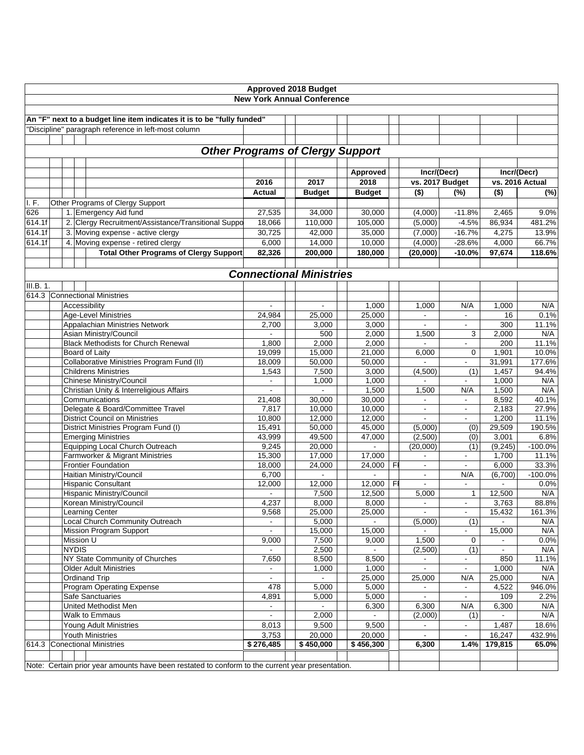# Approved 2018 Budget

## New York Annual Conference

An "F" next to a budget line item indicates it is to be "fully funded"

"Discipline" paragraph reference in left-most column

## *Other Programs of Clergy Support*

| | | | | Approved | | Incr/(Decr) vs. 2017 Budget | | Incr/(Decr) vs. 2016 Actual | |
|---|---|---|---|---|---|---|---|---|---|
| | | 2016 Actual | 2017 Budget | 2018 Budget | | ($) | (%) | ($) | (%) |
| I. F. | Other Programs of Clergy Support | | | | | | | | |
| 626 | 1. Emergency Aid fund | 27,535 | 34,000 | 30,000 | | (4,000) | -11.8% | 2,465 | 9.0% |
| 614.1f | 2. Clergy Recruitment/Assistance/Transitional Suppo | 18,066 | 110,000 | 105,000 | | (5,000) | -4.5% | 86,934 | 481.2% |
| 614.1f | 3. Moving expense - active clergy | 30,725 | 42,000 | 35,000 | | (7,000) | -16.7% | 4,275 | 13.9% |
| 614.1f | 4. Moving expense - retired clergy | 6,000 | 14,000 | 10,000 | | (4,000) | -28.6% | 4,000 | 66.7% |
| | **Total Other Programs of Clergy Support** | **82,326** | **200,000** | **180,000** | | **(20,000)** | **-10.0%** | **97,674** | **118.6%** |

## *Connectional Ministries*

| | | 2016 Actual | 2017 Budget | 2018 Budget | | ($) | (%) | ($) | (%) |
|---|---|---|---|---|---|---|---|---|---|
| III.B. 1. | | | | | | | | | |
| 614.3 | Connectional Ministries | | | | | | | | |
| | Accessibility | - | - | 1,000 | | 1,000 | N/A | 1,000 | N/A |
| | Age-Level Ministries | 24,984 | 25,000 | 25,000 | | - | - | 16 | 0.1% |
| | Appalachian Ministries Network | 2,700 | 3,000 | 3,000 | | - | - | 300 | 11.1% |
| | Asian Ministry/Council | - | 500 | 2,000 | | 1,500 | 3 | 2,000 | N/A |
| | Black Methodists for Church Renewal | 1,800 | 2,000 | 2,000 | | - | - | 200 | 11.1% |
| | Board of Laity | 19,099 | 15,000 | 21,000 | | 6,000 | 0 | 1,901 | 10.0% |
| | Collaborative Ministries Program Fund (II) | 18,009 | 50,000 | 50,000 | | - | - | 31,991 | 177.6% |
| | Childrens Ministries | 1,543 | 7,500 | 3,000 | | (4,500) | (1) | 1,457 | 94.4% |
| | Chinese Ministry/Council | - | 1,000 | 1,000 | | - | - | 1,000 | N/A |
| | Christian Unity & Interreligious Affairs | - | - | 1,500 | | 1,500 | N/A | 1,500 | N/A |
| | Communications | 21,408 | 30,000 | 30,000 | | - | - | 8,592 | 40.1% |
| | Delegate & Board/Committee Travel | 7,817 | 10,000 | 10,000 | | - | - | 2,183 | 27.9% |
| | District Council on Ministries | 10,800 | 12,000 | 12,000 | | - | - | 1,200 | 11.1% |
| | District Ministries Program Fund (I) | 15,491 | 50,000 | 45,000 | | (5,000) | (0) | 29,509 | 190.5% |
| | Emerging Ministries | 43,999 | 49,500 | 47,000 | | (2,500) | (0) | 3,001 | 6.8% |
| | Equipping Local Church Outreach | 9,245 | 20,000 | - | | (20,000) | (1) | (9,245) | -100.0% |
| | Farmworker & Migrant Ministries | 15,300 | 17,000 | 17,000 | | - | - | 1,700 | 11.1% |
| | Frontier Foundation | 18,000 | 24,000 | 24,000 | F | - | - | 6,000 | 33.3% |
| | Haitian Ministry/Council | 6,700 | - | - | | - | N/A | (6,700) | -100.0% |
| | Hispanic Consultant | 12,000 | 12,000 | 12,000 | F | - | - | - | 0.0% |
| | Hispanic Ministry/Council | - | 7,500 | 12,500 | | 5,000 | 1 | 12,500 | N/A |
| | Korean Ministry/Council | 4,237 | 8,000 | 8,000 | | - | - | 3,763 | 88.8% |
| | Learning Center | 9,568 | 25,000 | 25,000 | | - | - | 15,432 | 161.3% |
| | Local Church Community Outreach | - | 5,000 | - | | (5,000) | (1) | - | N/A |
| | Mission Program Support | - | 15,000 | 15,000 | | - | - | 15,000 | N/A |
| | Mission U | 9,000 | 7,500 | 9,000 | | 1,500 | 0 | - | 0.0% |
| | NYDIS | - | 2,500 | - | | (2,500) | (1) | - | N/A |
| | NY State Community of Churches | 7,650 | 8,500 | 8,500 | | - | - | 850 | 11.1% |
| | Older Adult Ministries | - | 1,000 | 1,000 | | - | - | 1,000 | N/A |
| | Ordinand Trip | - | - | 25,000 | | 25,000 | N/A | 25,000 | N/A |
| | Program Operating Expense | 478 | 5,000 | 5,000 | | - | - | 4,522 | 946.0% |
| | Safe Sanctuaries | 4,891 | 5,000 | 5,000 | | - | - | 109 | 2.2% |
| | United Methodist Men | - | - | 6,300 | | 6,300 | N/A | 6,300 | N/A |
| | Walk to Emmaus | - | 2,000 | - | | (2,000) | (1) | - | N/A |
| | Young Adult Ministries | 8,013 | 9,500 | 9,500 | | - | - | 1,487 | 18.6% |
| | Youth Ministries | 3,753 | 20,000 | 20,000 | | - | - | 16,247 | 432.9% |
| 614.3 | Conectional Ministries | **$ 276,485** | **$ 450,000** | **$ 456,300** | | **6,300** | **1.4%** | **179,815** | **65.0%** |

Note: Certain prior year amounts have been restated to conform to the current year presentation.